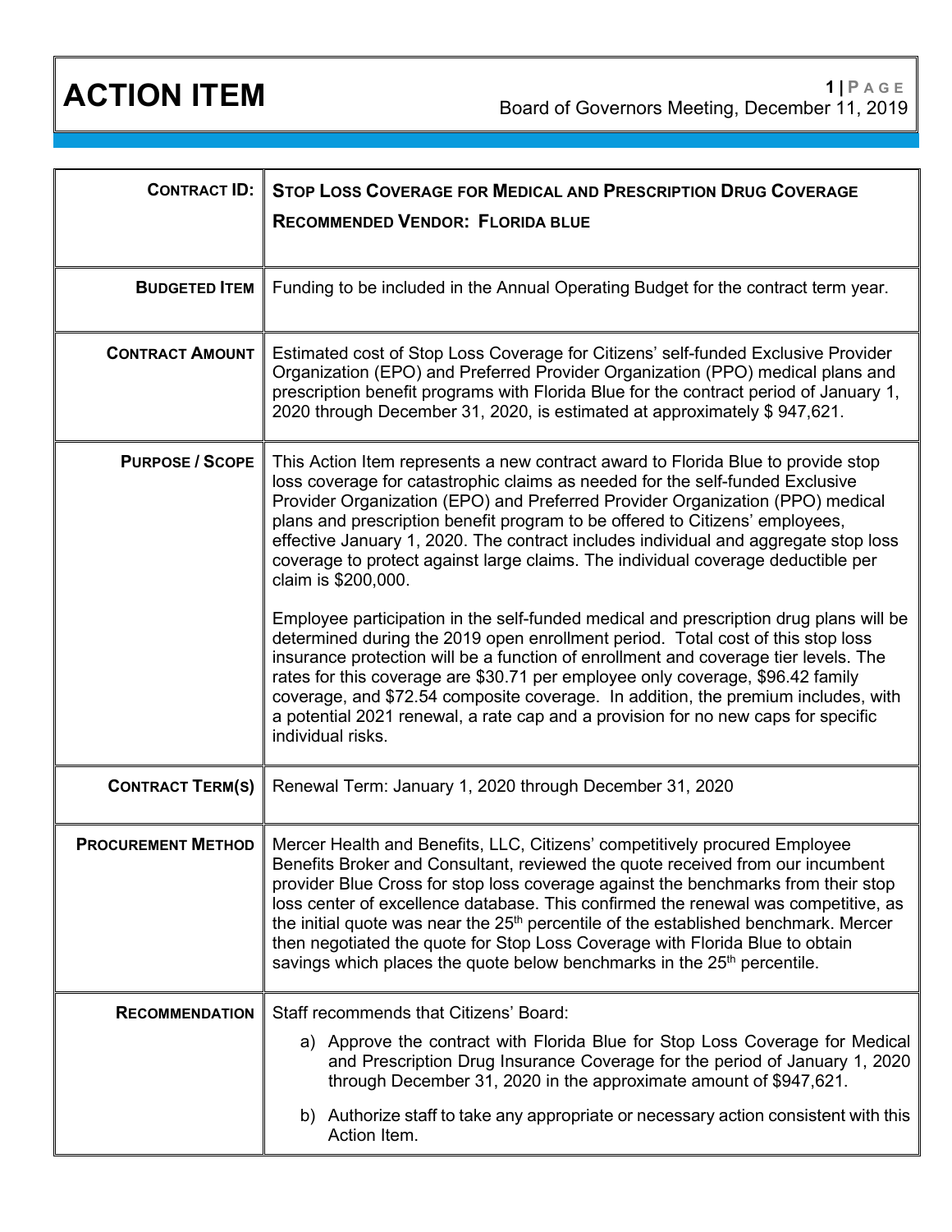# ACTION ITEM

Board of Governors Meeting, December 11, 2019

| | |
|---|---|
| **CONTRACT ID:** | **STOP LOSS COVERAGE FOR MEDICAL AND PRESCRIPTION DRUG COVERAGE**<br>**RECOMMENDED VENDOR: FLORIDA BLUE** |
| **BUDGETED ITEM** | Funding to be included in the Annual Operating Budget for the contract term year. |
| **CONTRACT AMOUNT** | Estimated cost of Stop Loss Coverage for Citizens' self-funded Exclusive Provider Organization (EPO) and Preferred Provider Organization (PPO) medical plans and prescription benefit programs with Florida Blue for the contract period of January 1, 2020 through December 31, 2020, is estimated at approximately $ 947,621. |
| **PURPOSE / SCOPE** | This Action Item represents a new contract award to Florida Blue to provide stop loss coverage for catastrophic claims as needed for the self-funded Exclusive Provider Organization (EPO) and Preferred Provider Organization (PPO) medical plans and prescription benefit program to be offered to Citizens' employees, effective January 1, 2020. The contract includes individual and aggregate stop loss coverage to protect against large claims. The individual coverage deductible per claim is $200,000.<br><br>Employee participation in the self-funded medical and prescription drug plans will be determined during the 2019 open enrollment period. Total cost of this stop loss insurance protection will be a function of enrollment and coverage tier levels. The rates for this coverage are $30.71 per employee only coverage, $96.42 family coverage, and $72.54 composite coverage. In addition, the premium includes, with a potential 2021 renewal, a rate cap and a provision for no new caps for specific individual risks. |
| **CONTRACT TERM(S)** | Renewal Term: January 1, 2020 through December 31, 2020 |
| **PROCUREMENT METHOD** | Mercer Health and Benefits, LLC, Citizens' competitively procured Employee Benefits Broker and Consultant, reviewed the quote received from our incumbent provider Blue Cross for stop loss coverage against the benchmarks from their stop loss center of excellence database. This confirmed the renewal was competitive, as the initial quote was near the 25th percentile of the established benchmark. Mercer then negotiated the quote for Stop Loss Coverage with Florida Blue to obtain savings which places the quote below benchmarks in the 25th percentile. |
| **RECOMMENDATION** | Staff recommends that Citizens' Board:<br>a) Approve the contract with Florida Blue for Stop Loss Coverage for Medical and Prescription Drug Insurance Coverage for the period of January 1, 2020 through December 31, 2020 in the approximate amount of $947,621.<br>b) Authorize staff to take any appropriate or necessary action consistent with this Action Item. |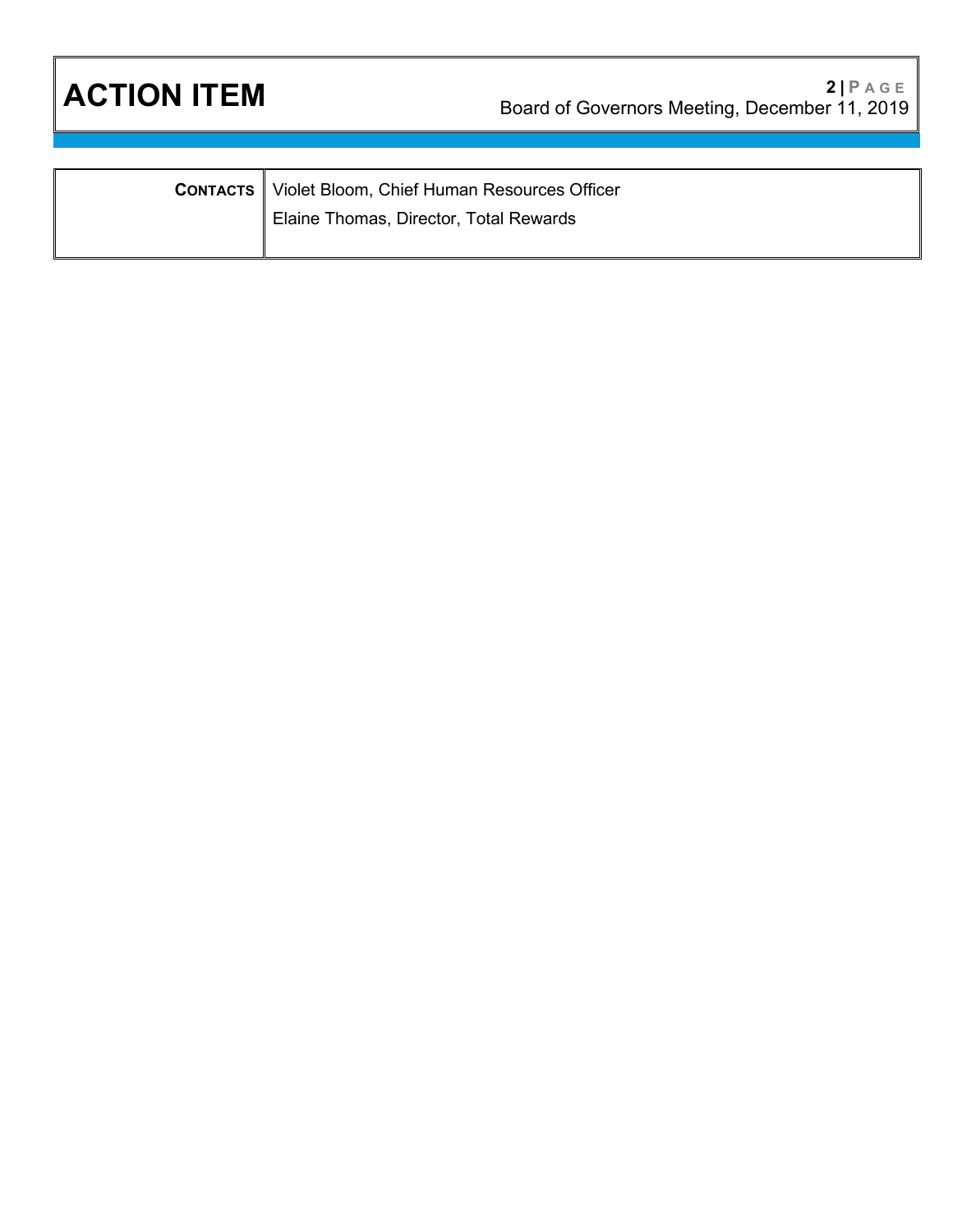| | |
|---|---|
| **CONTACTS** | Violet Bloom, Chief Human Resources Officer<br>Elaine Thomas, Director, Total Rewards |